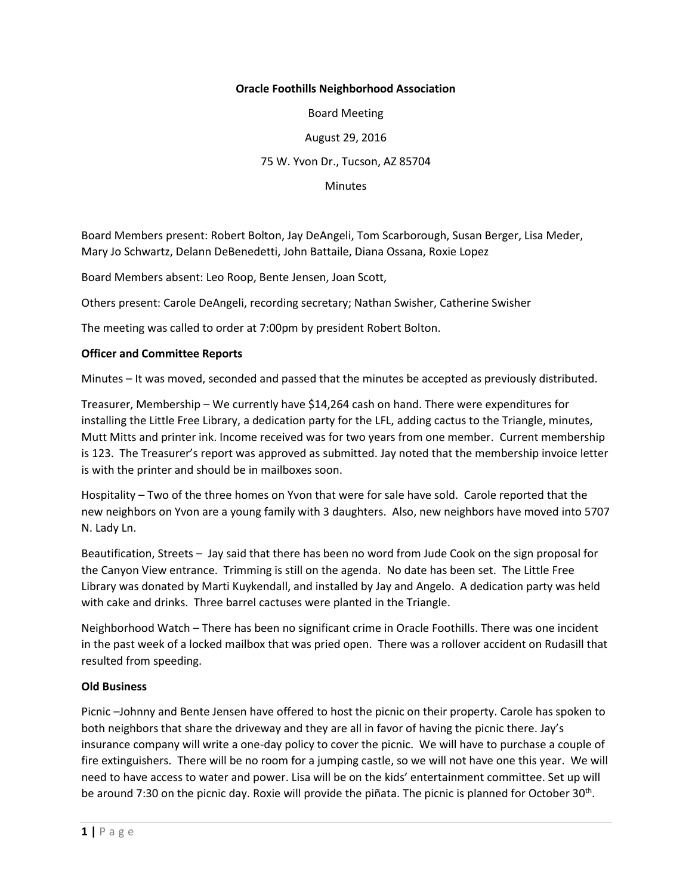**Oracle Foothills Neighborhood Association**

Board Meeting

August 29, 2016

75 W. Yvon Dr., Tucson, AZ 85704

Minutes

Board Members present: Robert Bolton, Jay DeAngeli, Tom Scarborough, Susan Berger, Lisa Meder, Mary Jo Schwartz, Delann DeBenedetti, John Battaile, Diana Ossana, Roxie Lopez

Board Members absent: Leo Roop, Bente Jensen, Joan Scott,

Others present: Carole DeAngeli, recording secretary; Nathan Swisher, Catherine Swisher

The meeting was called to order at 7:00pm by president Robert Bolton.

**Officer and Committee Reports**

Minutes – It was moved, seconded and passed that the minutes be accepted as previously distributed.

Treasurer, Membership – We currently have $14,264 cash on hand. There were expenditures for installing the Little Free Library, a dedication party for the LFL, adding cactus to the Triangle, minutes, Mutt Mitts and printer ink. Income received was for two years from one member. Current membership is 123. The Treasurer's report was approved as submitted. Jay noted that the membership invoice letter is with the printer and should be in mailboxes soon.

Hospitality – Two of the three homes on Yvon that were for sale have sold. Carole reported that the new neighbors on Yvon are a young family with 3 daughters. Also, new neighbors have moved into 5707 N. Lady Ln.

Beautification, Streets – Jay said that there has been no word from Jude Cook on the sign proposal for the Canyon View entrance. Trimming is still on the agenda. No date has been set. The Little Free Library was donated by Marti Kuykendall, and installed by Jay and Angelo. A dedication party was held with cake and drinks. Three barrel cactuses were planted in the Triangle.

Neighborhood Watch – There has been no significant crime in Oracle Foothills. There was one incident in the past week of a locked mailbox that was pried open. There was a rollover accident on Rudasill that resulted from speeding.

**Old Business**

Picnic –Johnny and Bente Jensen have offered to host the picnic on their property. Carole has spoken to both neighbors that share the driveway and they are all in favor of having the picnic there. Jay's insurance company will write a one-day policy to cover the picnic. We will have to purchase a couple of fire extinguishers. There will be no room for a jumping castle, so we will not have one this year. We will need to have access to water and power. Lisa will be on the kids' entertainment committee. Set up will be around 7:30 on the picnic day. Roxie will provide the piñata. The picnic is planned for October 30th.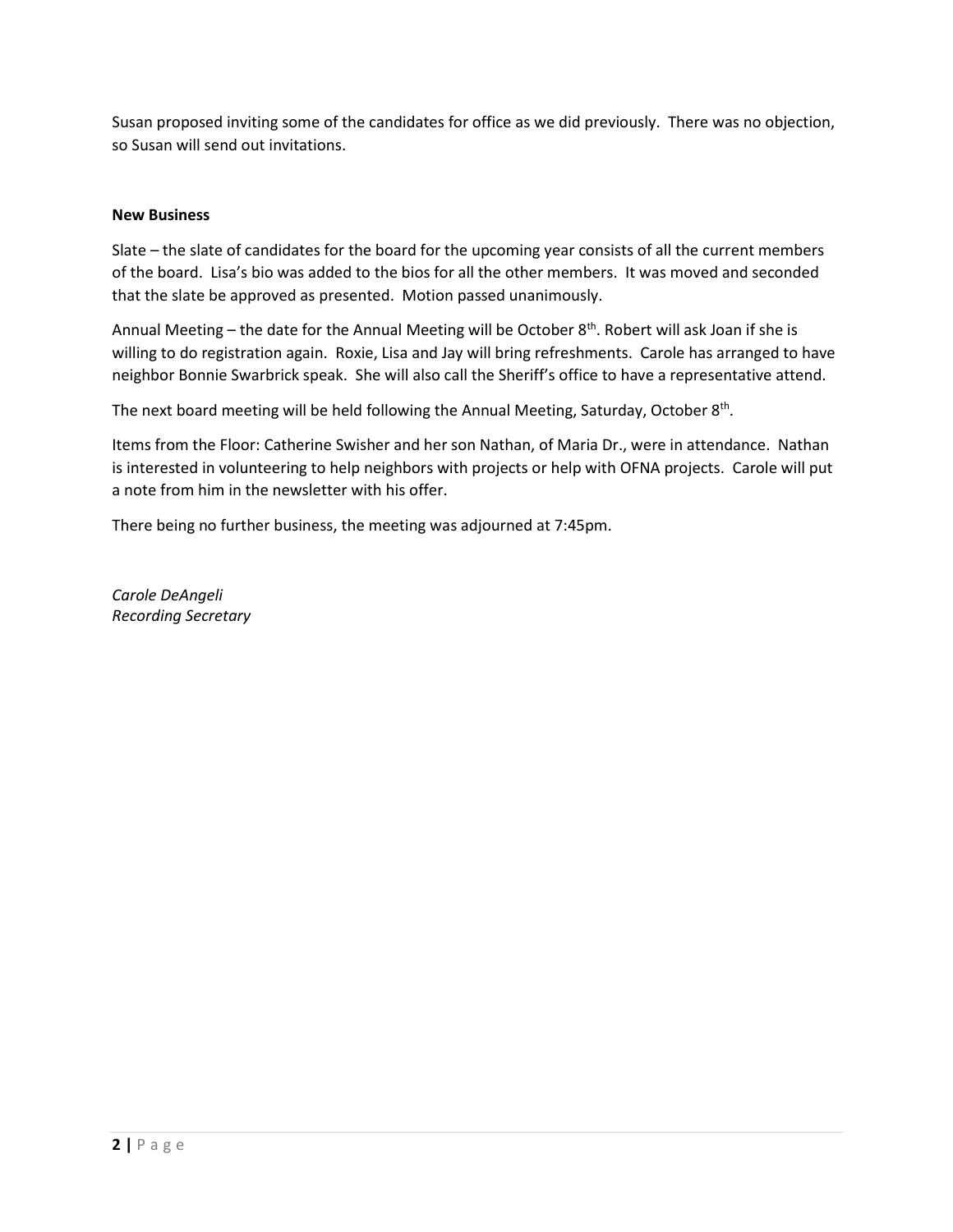Susan proposed inviting some of the candidates for office as we did previously. There was no objection, so Susan will send out invitations.

**New Business**

Slate – the slate of candidates for the board for the upcoming year consists of all the current members of the board. Lisa's bio was added to the bios for all the other members. It was moved and seconded that the slate be approved as presented. Motion passed unanimously.

Annual Meeting – the date for the Annual Meeting will be October 8th. Robert will ask Joan if she is willing to do registration again. Roxie, Lisa and Jay will bring refreshments. Carole has arranged to have neighbor Bonnie Swarbrick speak. She will also call the Sheriff's office to have a representative attend.

The next board meeting will be held following the Annual Meeting, Saturday, October 8th.

Items from the Floor: Catherine Swisher and her son Nathan, of Maria Dr., were in attendance. Nathan is interested in volunteering to help neighbors with projects or help with OFNA projects. Carole will put a note from him in the newsletter with his offer.

There being no further business, the meeting was adjourned at 7:45pm.

*Carole DeAngeli*
*Recording Secretary*